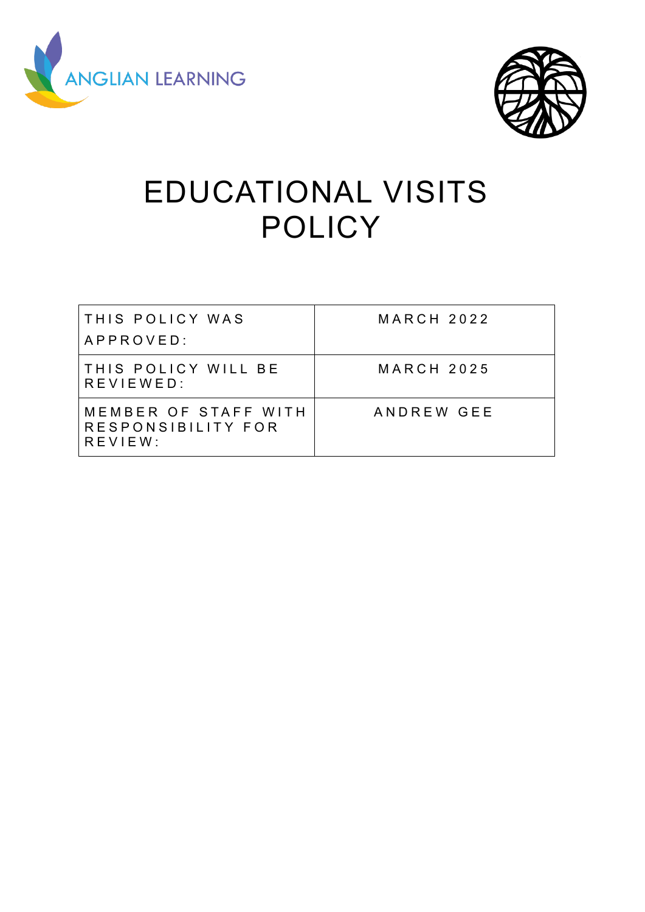ANGLIAN LEARNING

# EDUCATIONAL VISITS POLICY

| THIS POLICY WAS APPROVED: | MARCH 2022 |
|---|---|
| THIS POLICY WILL BE REVIEWED: | MARCH 2025 |
| MEMBER OF STAFF WITH RESPONSIBILITY FOR REVIEW: | ANDREW GEE |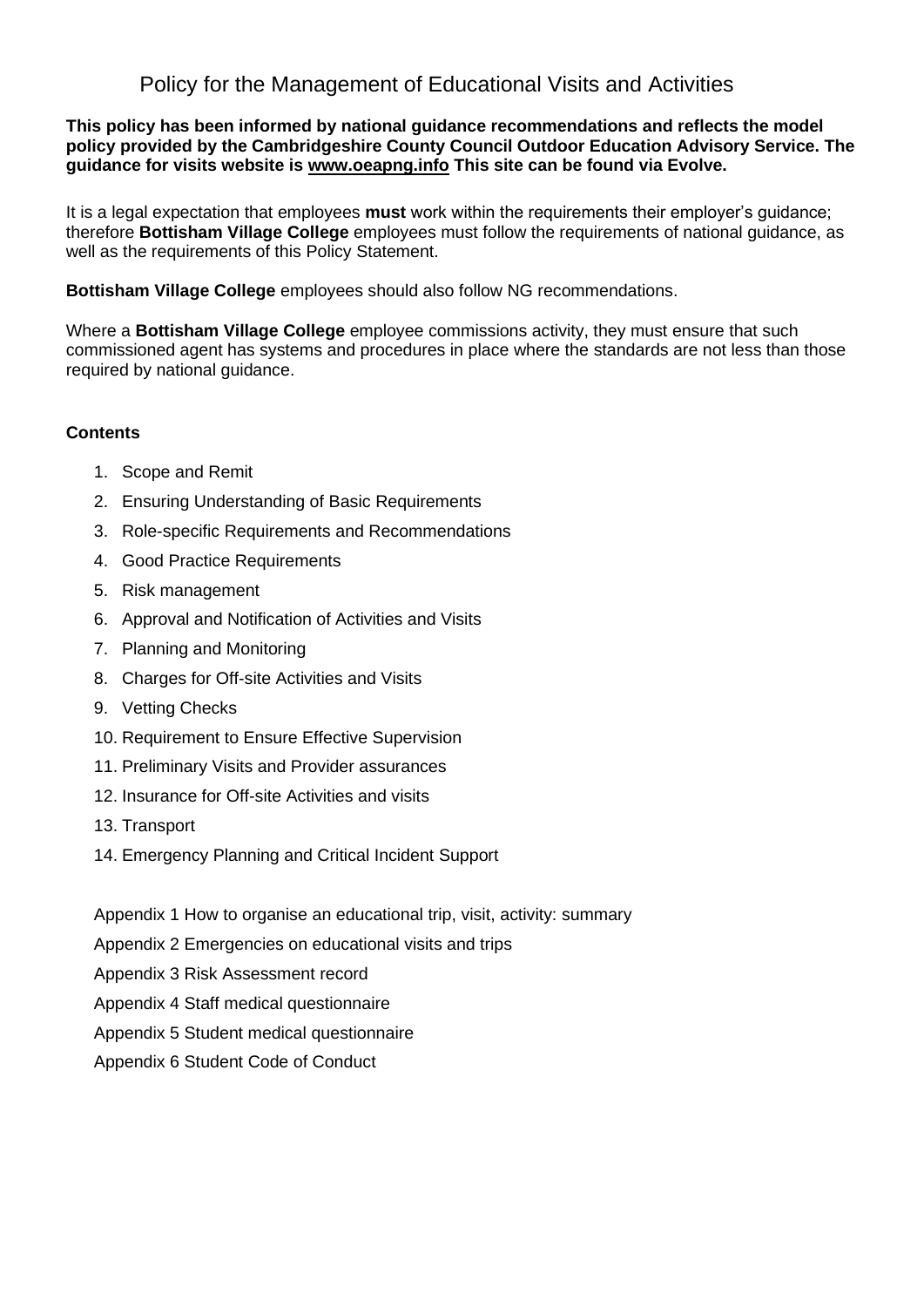# Policy for the Management of Educational Visits and Activities

**This policy has been informed by national guidance recommendations and reflects the model policy provided by the Cambridgeshire County Council Outdoor Education Advisory Service. The guidance for visits website is www.oeapng.info This site can be found via Evolve.**

It is a legal expectation that employees **must** work within the requirements their employer's guidance; therefore **Bottisham Village College** employees must follow the requirements of national guidance, as well as the requirements of this Policy Statement.

**Bottisham Village College** employees should also follow NG recommendations.

Where a **Bottisham Village College** employee commissions activity, they must ensure that such commissioned agent has systems and procedures in place where the standards are not less than those required by national guidance.

**Contents**

1. Scope and Remit
2. Ensuring Understanding of Basic Requirements
3. Role-specific Requirements and Recommendations
4. Good Practice Requirements
5. Risk management
6. Approval and Notification of Activities and Visits
7. Planning and Monitoring
8. Charges for Off-site Activities and Visits
9. Vetting Checks
10. Requirement to Ensure Effective Supervision
11. Preliminary Visits and Provider assurances
12. Insurance for Off-site Activities and visits
13. Transport
14. Emergency Planning and Critical Incident Support

Appendix 1 How to organise an educational trip, visit, activity: summary

Appendix 2 Emergencies on educational visits and trips

Appendix 3 Risk Assessment record

Appendix 4 Staff medical questionnaire

Appendix 5 Student medical questionnaire

Appendix 6 Student Code of Conduct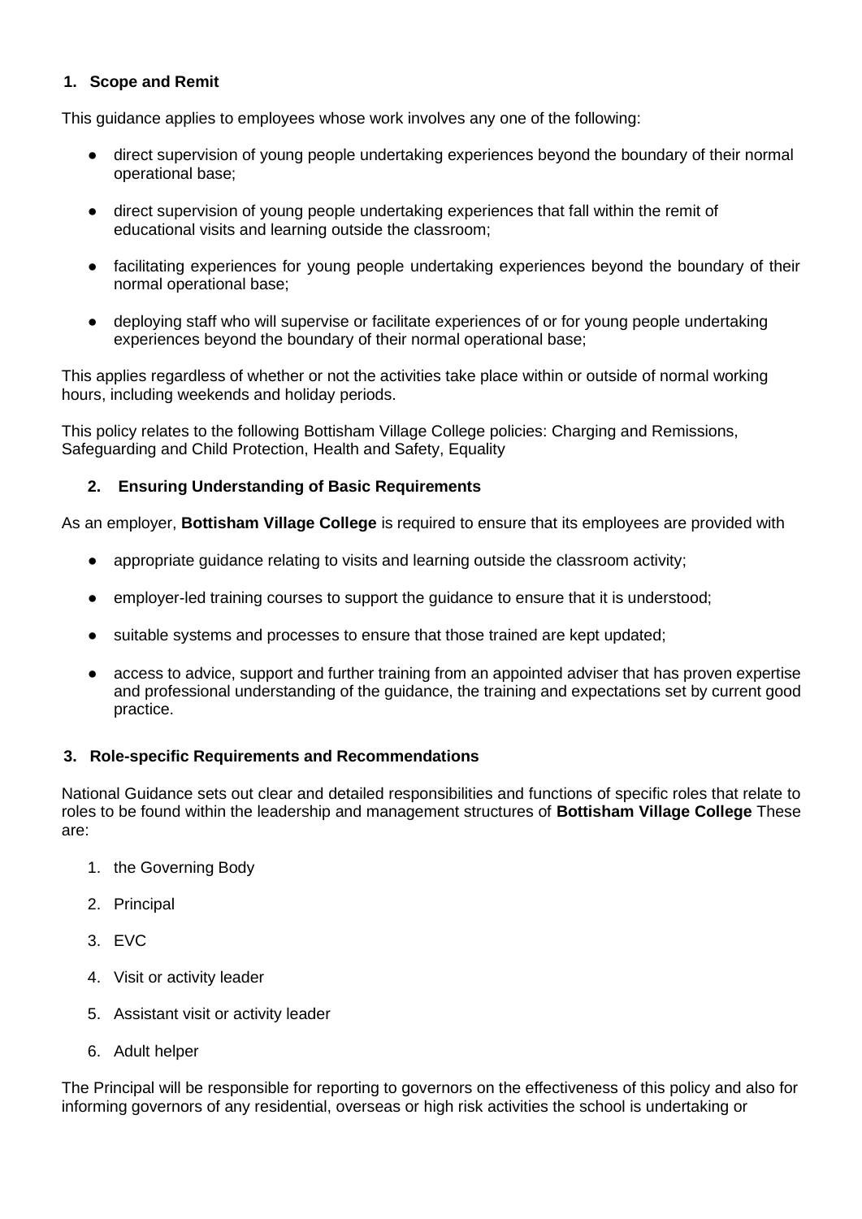## 1. Scope and Remit

This guidance applies to employees whose work involves any one of the following:

- direct supervision of young people undertaking experiences beyond the boundary of their normal operational base;
- direct supervision of young people undertaking experiences that fall within the remit of educational visits and learning outside the classroom;
- facilitating experiences for young people undertaking experiences beyond the boundary of their normal operational base;
- deploying staff who will supervise or facilitate experiences of or for young people undertaking experiences beyond the boundary of their normal operational base;

This applies regardless of whether or not the activities take place within or outside of normal working hours, including weekends and holiday periods.

This policy relates to the following Bottisham Village College policies: Charging and Remissions, Safeguarding and Child Protection, Health and Safety, Equality

## 2. Ensuring Understanding of Basic Requirements

As an employer, **Bottisham Village College** is required to ensure that its employees are provided with

- appropriate guidance relating to visits and learning outside the classroom activity;
- employer-led training courses to support the guidance to ensure that it is understood;
- suitable systems and processes to ensure that those trained are kept updated;
- access to advice, support and further training from an appointed adviser that has proven expertise and professional understanding of the guidance, the training and expectations set by current good practice.

## 3. Role-specific Requirements and Recommendations

National Guidance sets out clear and detailed responsibilities and functions of specific roles that relate to roles to be found within the leadership and management structures of **Bottisham Village College** These are:

1. the Governing Body
2. Principal
3. EVC
4. Visit or activity leader
5. Assistant visit or activity leader
6. Adult helper

The Principal will be responsible for reporting to governors on the effectiveness of this policy and also for informing governors of any residential, overseas or high risk activities the school is undertaking or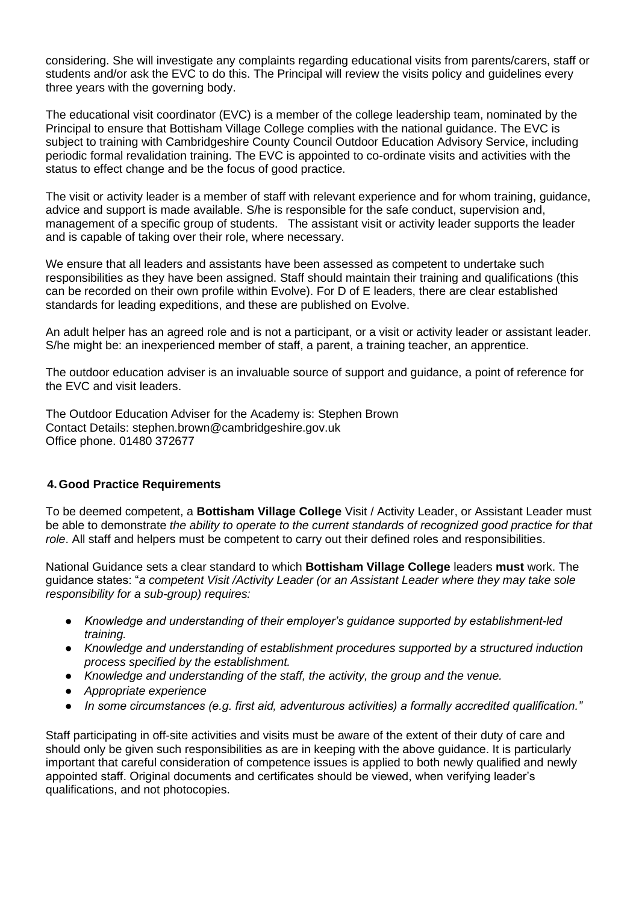considering. She will investigate any complaints regarding educational visits from parents/carers, staff or students and/or ask the EVC to do this. The Principal will review the visits policy and guidelines every three years with the governing body.

The educational visit coordinator (EVC) is a member of the college leadership team, nominated by the Principal to ensure that Bottisham Village College complies with the national guidance. The EVC is subject to training with Cambridgeshire County Council Outdoor Education Advisory Service, including periodic formal revalidation training. The EVC is appointed to co-ordinate visits and activities with the status to effect change and be the focus of good practice.

The visit or activity leader is a member of staff with relevant experience and for whom training, guidance, advice and support is made available. S/he is responsible for the safe conduct, supervision and, management of a specific group of students. The assistant visit or activity leader supports the leader and is capable of taking over their role, where necessary.

We ensure that all leaders and assistants have been assessed as competent to undertake such responsibilities as they have been assigned. Staff should maintain their training and qualifications (this can be recorded on their own profile within Evolve). For D of E leaders, there are clear established standards for leading expeditions, and these are published on Evolve.

An adult helper has an agreed role and is not a participant, or a visit or activity leader or assistant leader. S/he might be: an inexperienced member of staff, a parent, a training teacher, an apprentice.

The outdoor education adviser is an invaluable source of support and guidance, a point of reference for the EVC and visit leaders.

The Outdoor Education Adviser for the Academy is: Stephen Brown
Contact Details: stephen.brown@cambridgeshire.gov.uk
Office phone. 01480 372677

## 4. Good Practice Requirements

To be deemed competent, a **Bottisham Village College** Visit / Activity Leader, or Assistant Leader must be able to demonstrate *the ability to operate to the current standards of recognized good practice for that role*. All staff and helpers must be competent to carry out their defined roles and responsibilities.

National Guidance sets a clear standard to which **Bottisham Village College** leaders **must** work. The guidance states: "*a competent Visit /Activity Leader (or an Assistant Leader where they may take sole responsibility for a sub-group) requires:*

- *Knowledge and understanding of their employer's guidance supported by establishment-led training.*
- *Knowledge and understanding of establishment procedures supported by a structured induction process specified by the establishment.*
- *Knowledge and understanding of the staff, the activity, the group and the venue.*
- *Appropriate experience*
- *In some circumstances (e.g. first aid, adventurous activities) a formally accredited qualification."*

Staff participating in off-site activities and visits must be aware of the extent of their duty of care and should only be given such responsibilities as are in keeping with the above guidance. It is particularly important that careful consideration of competence issues is applied to both newly qualified and newly appointed staff. Original documents and certificates should be viewed, when verifying leader's qualifications, and not photocopies.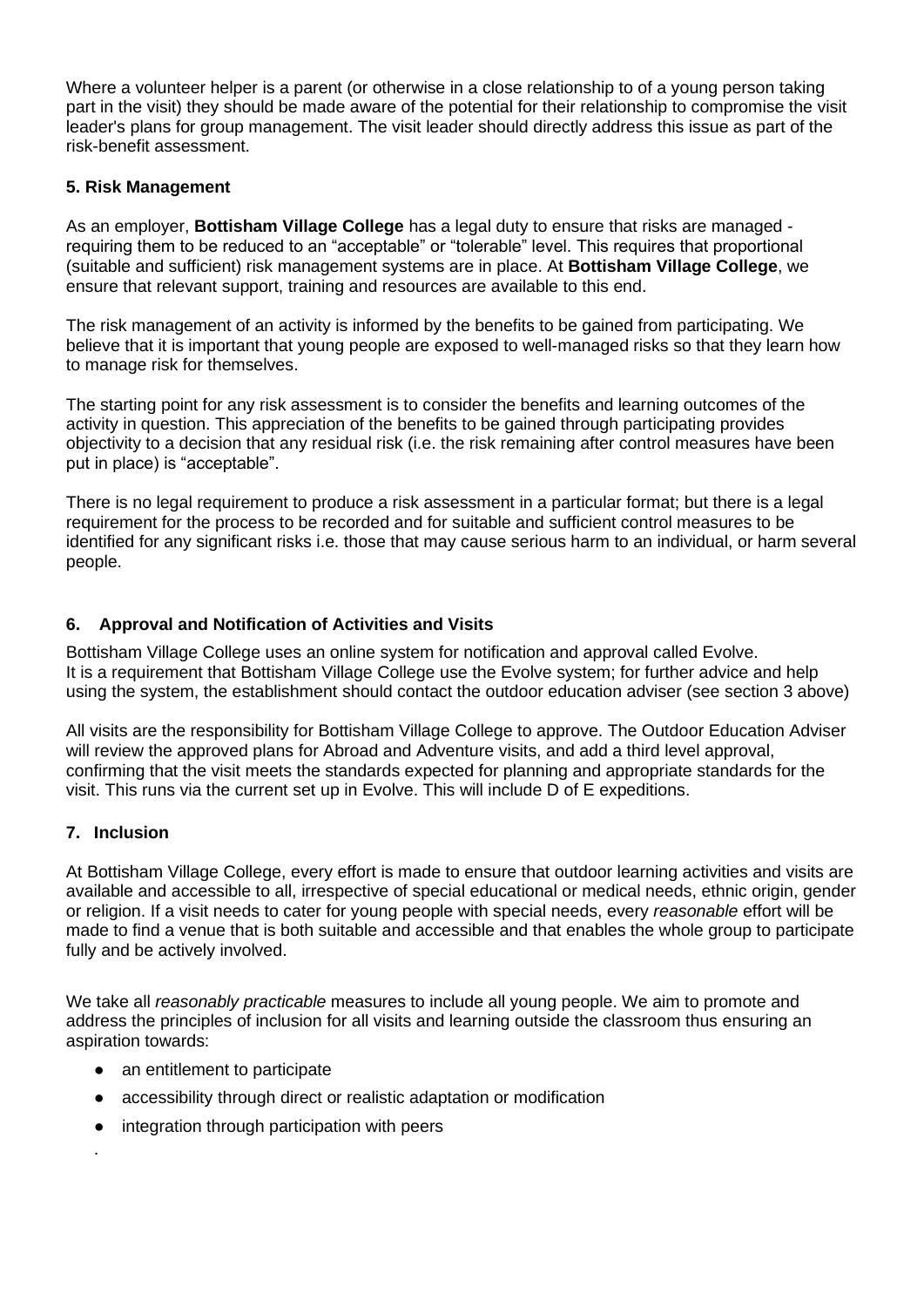Where a volunteer helper is a parent (or otherwise in a close relationship to of a young person taking part in the visit) they should be made aware of the potential for their relationship to compromise the visit leader's plans for group management. The visit leader should directly address this issue as part of the risk-benefit assessment.

### 5. Risk Management

As an employer, **Bottisham Village College** has a legal duty to ensure that risks are managed - requiring them to be reduced to an "acceptable" or "tolerable" level. This requires that proportional (suitable and sufficient) risk management systems are in place. At **Bottisham Village College**, we ensure that relevant support, training and resources are available to this end.

The risk management of an activity is informed by the benefits to be gained from participating. We believe that it is important that young people are exposed to well-managed risks so that they learn how to manage risk for themselves.

The starting point for any risk assessment is to consider the benefits and learning outcomes of the activity in question. This appreciation of the benefits to be gained through participating provides objectivity to a decision that any residual risk (i.e. the risk remaining after control measures have been put in place) is "acceptable".

There is no legal requirement to produce a risk assessment in a particular format; but there is a legal requirement for the process to be recorded and for suitable and sufficient control measures to be identified for any significant risks i.e. those that may cause serious harm to an individual, or harm several people.

### 6. Approval and Notification of Activities and Visits

Bottisham Village College uses an online system for notification and approval called Evolve. It is a requirement that Bottisham Village College use the Evolve system; for further advice and help using the system, the establishment should contact the outdoor education adviser (see section 3 above)

All visits are the responsibility for Bottisham Village College to approve. The Outdoor Education Adviser will review the approved plans for Abroad and Adventure visits, and add a third level approval, confirming that the visit meets the standards expected for planning and appropriate standards for the visit. This runs via the current set up in Evolve. This will include D of E expeditions.

### 7. Inclusion

At Bottisham Village College, every effort is made to ensure that outdoor learning activities and visits are available and accessible to all, irrespective of special educational or medical needs, ethnic origin, gender or religion. If a visit needs to cater for young people with special needs, every *reasonable* effort will be made to find a venue that is both suitable and accessible and that enables the whole group to participate fully and be actively involved.

We take all *reasonably practicable* measures to include all young people. We aim to promote and address the principles of inclusion for all visits and learning outside the classroom thus ensuring an aspiration towards:

- an entitlement to participate
- accessibility through direct or realistic adaptation or modification
- integration through participation with peers

.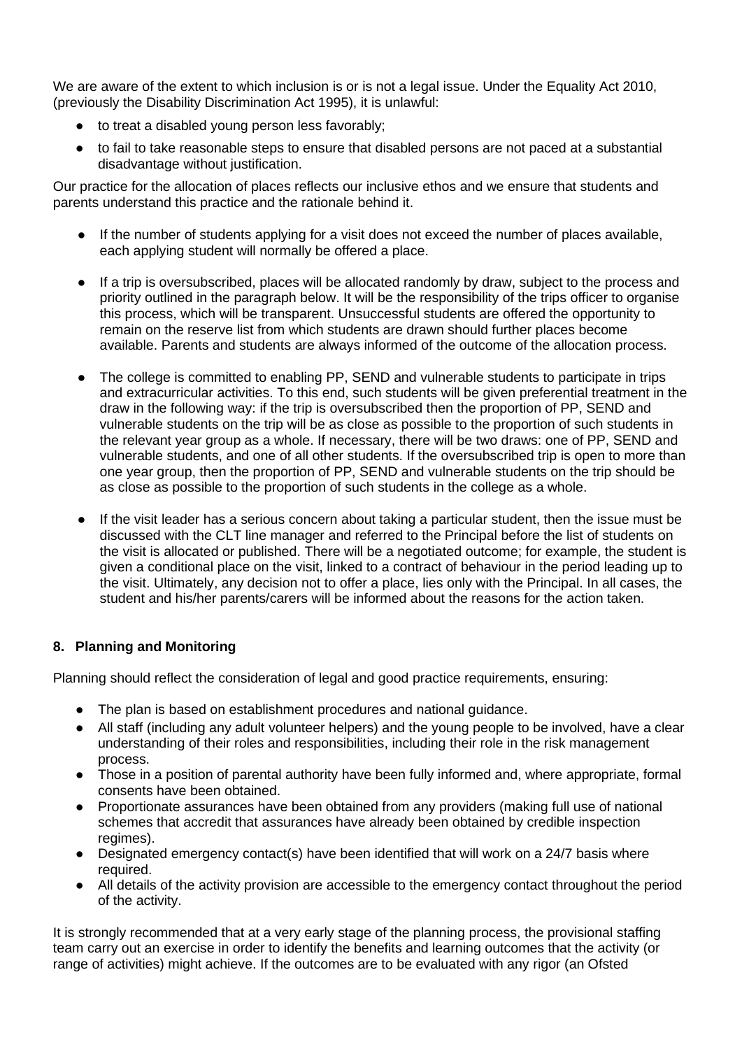We are aware of the extent to which inclusion is or is not a legal issue. Under the Equality Act 2010, (previously the Disability Discrimination Act 1995), it is unlawful:

- to treat a disabled young person less favorably;
- to fail to take reasonable steps to ensure that disabled persons are not paced at a substantial disadvantage without justification.

Our practice for the allocation of places reflects our inclusive ethos and we ensure that students and parents understand this practice and the rationale behind it.

- If the number of students applying for a visit does not exceed the number of places available, each applying student will normally be offered a place.

- If a trip is oversubscribed, places will be allocated randomly by draw, subject to the process and priority outlined in the paragraph below. It will be the responsibility of the trips officer to organise this process, which will be transparent. Unsuccessful students are offered the opportunity to remain on the reserve list from which students are drawn should further places become available. Parents and students are always informed of the outcome of the allocation process.

- The college is committed to enabling PP, SEND and vulnerable students to participate in trips and extracurricular activities. To this end, such students will be given preferential treatment in the draw in the following way: if the trip is oversubscribed then the proportion of PP, SEND and vulnerable students on the trip will be as close as possible to the proportion of such students in the relevant year group as a whole. If necessary, there will be two draws: one of PP, SEND and vulnerable students, and one of all other students. If the oversubscribed trip is open to more than one year group, then the proportion of PP, SEND and vulnerable students on the trip should be as close as possible to the proportion of such students in the college as a whole.

- If the visit leader has a serious concern about taking a particular student, then the issue must be discussed with the CLT line manager and referred to the Principal before the list of students on the visit is allocated or published. There will be a negotiated outcome; for example, the student is given a conditional place on the visit, linked to a contract of behaviour in the period leading up to the visit. Ultimately, any decision not to offer a place, lies only with the Principal. In all cases, the student and his/her parents/carers will be informed about the reasons for the action taken.

## 8. Planning and Monitoring

Planning should reflect the consideration of legal and good practice requirements, ensuring:

- The plan is based on establishment procedures and national guidance.
- All staff (including any adult volunteer helpers) and the young people to be involved, have a clear understanding of their roles and responsibilities, including their role in the risk management process.
- Those in a position of parental authority have been fully informed and, where appropriate, formal consents have been obtained.
- Proportionate assurances have been obtained from any providers (making full use of national schemes that accredit that assurances have already been obtained by credible inspection regimes).
- Designated emergency contact(s) have been identified that will work on a 24/7 basis where required.
- All details of the activity provision are accessible to the emergency contact throughout the period of the activity.

It is strongly recommended that at a very early stage of the planning process, the provisional staffing team carry out an exercise in order to identify the benefits and learning outcomes that the activity (or range of activities) might achieve. If the outcomes are to be evaluated with any rigor (an Ofsted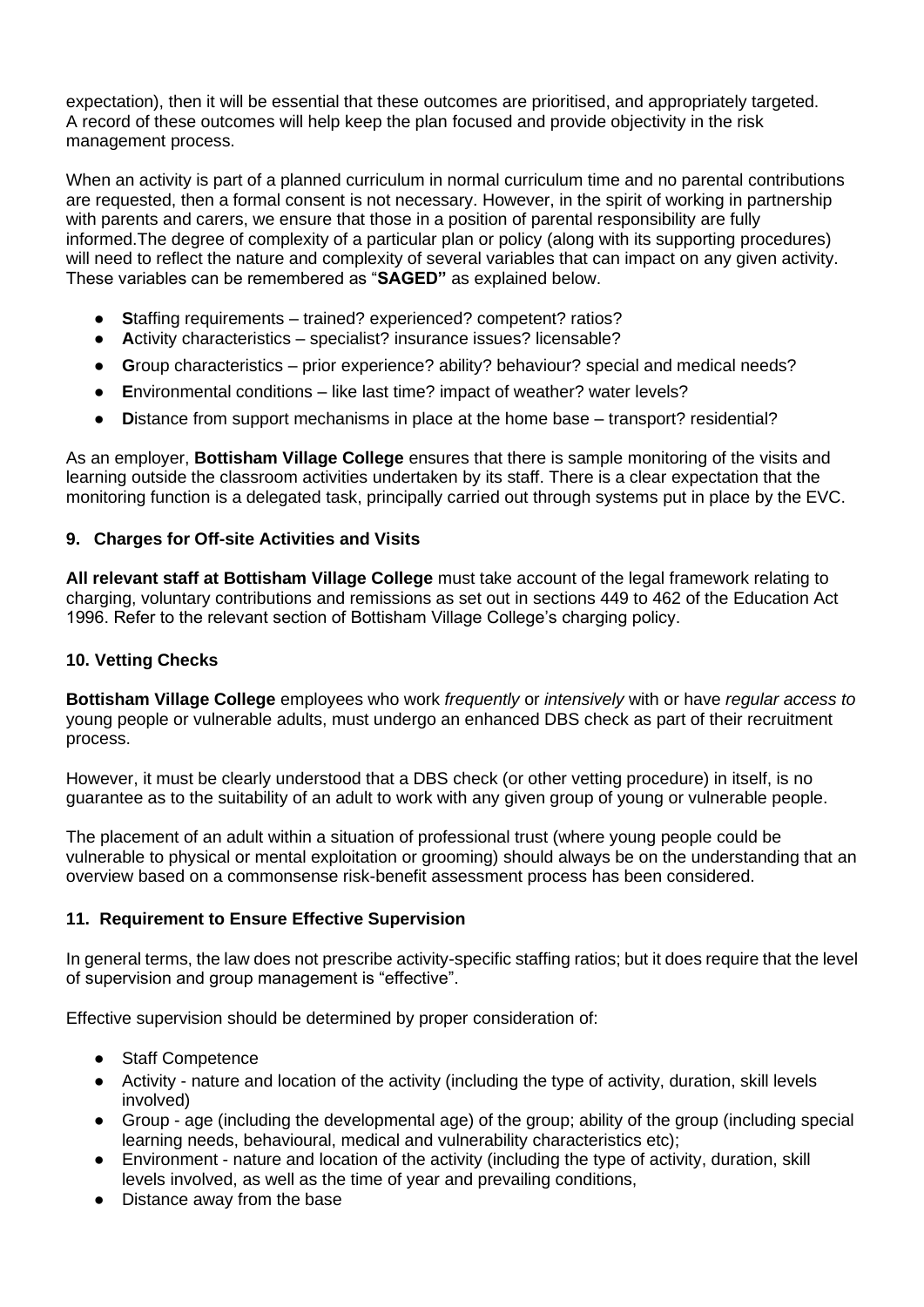expectation), then it will be essential that these outcomes are prioritised, and appropriately targeted. A record of these outcomes will help keep the plan focused and provide objectivity in the risk management process.

When an activity is part of a planned curriculum in normal curriculum time and no parental contributions are requested, then a formal consent is not necessary. However, in the spirit of working in partnership with parents and carers, we ensure that those in a position of parental responsibility are fully informed.The degree of complexity of a particular plan or policy (along with its supporting procedures) will need to reflect the nature and complexity of several variables that can impact on any given activity. These variables can be remembered as "**SAGED"** as explained below.

- **S**taffing requirements – trained? experienced? competent? ratios?
- **A**ctivity characteristics – specialist? insurance issues? licensable?
- **G**roup characteristics – prior experience? ability? behaviour? special and medical needs?
- **E**nvironmental conditions – like last time? impact of weather? water levels?
- **D**istance from support mechanisms in place at the home base – transport? residential?

As an employer, **Bottisham Village College** ensures that there is sample monitoring of the visits and learning outside the classroom activities undertaken by its staff. There is a clear expectation that the monitoring function is a delegated task, principally carried out through systems put in place by the EVC.

### 9. Charges for Off-site Activities and Visits

**All relevant staff at Bottisham Village College** must take account of the legal framework relating to charging, voluntary contributions and remissions as set out in sections 449 to 462 of the Education Act 1996. Refer to the relevant section of Bottisham Village College's charging policy.

### 10. Vetting Checks

**Bottisham Village College** employees who work *frequently* or *intensively* with or have *regular access to* young people or vulnerable adults, must undergo an enhanced DBS check as part of their recruitment process.

However, it must be clearly understood that a DBS check (or other vetting procedure) in itself, is no guarantee as to the suitability of an adult to work with any given group of young or vulnerable people.

The placement of an adult within a situation of professional trust (where young people could be vulnerable to physical or mental exploitation or grooming) should always be on the understanding that an overview based on a commonsense risk-benefit assessment process has been considered.

### 11. Requirement to Ensure Effective Supervision

In general terms, the law does not prescribe activity-specific staffing ratios; but it does require that the level of supervision and group management is "effective".

Effective supervision should be determined by proper consideration of:

- Staff Competence
- Activity - nature and location of the activity (including the type of activity, duration, skill levels involved)
- Group - age (including the developmental age) of the group; ability of the group (including special learning needs, behavioural, medical and vulnerability characteristics etc);
- Environment - nature and location of the activity (including the type of activity, duration, skill levels involved, as well as the time of year and prevailing conditions,
- Distance away from the base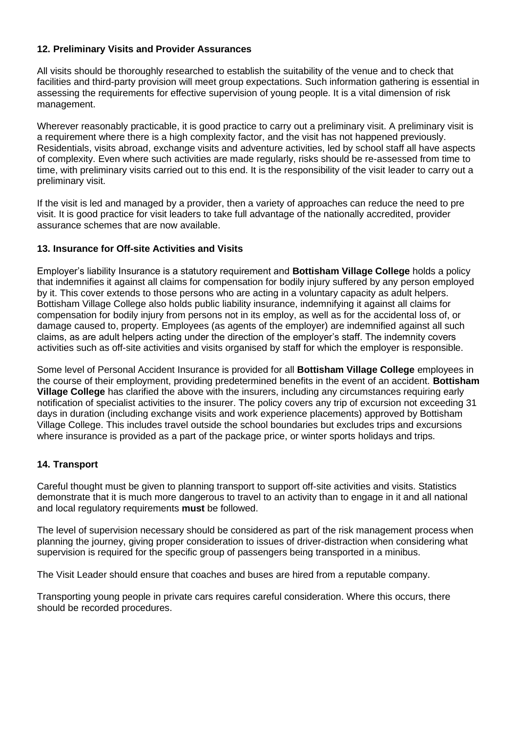### 12. Preliminary Visits and Provider Assurances

All visits should be thoroughly researched to establish the suitability of the venue and to check that facilities and third-party provision will meet group expectations. Such information gathering is essential in assessing the requirements for effective supervision of young people. It is a vital dimension of risk management.

Wherever reasonably practicable, it is good practice to carry out a preliminary visit. A preliminary visit is a requirement where there is a high complexity factor, and the visit has not happened previously. Residentials, visits abroad, exchange visits and adventure activities, led by school staff all have aspects of complexity. Even where such activities are made regularly, risks should be re-assessed from time to time, with preliminary visits carried out to this end. It is the responsibility of the visit leader to carry out a preliminary visit.

If the visit is led and managed by a provider, then a variety of approaches can reduce the need to pre visit. It is good practice for visit leaders to take full advantage of the nationally accredited, provider assurance schemes that are now available.

### 13. Insurance for Off-site Activities and Visits

Employer's liability Insurance is a statutory requirement and **Bottisham Village College** holds a policy that indemnifies it against all claims for compensation for bodily injury suffered by any person employed by it. This cover extends to those persons who are acting in a voluntary capacity as adult helpers. Bottisham Village College also holds public liability insurance, indemnifying it against all claims for compensation for bodily injury from persons not in its employ, as well as for the accidental loss of, or damage caused to, property. Employees (as agents of the employer) are indemnified against all such claims, as are adult helpers acting under the direction of the employer's staff. The indemnity covers activities such as off-site activities and visits organised by staff for which the employer is responsible.

Some level of Personal Accident Insurance is provided for all **Bottisham Village College** employees in the course of their employment, providing predetermined benefits in the event of an accident. **Bottisham Village College** has clarified the above with the insurers, including any circumstances requiring early notification of specialist activities to the insurer. The policy covers any trip of excursion not exceeding 31 days in duration (including exchange visits and work experience placements) approved by Bottisham Village College. This includes travel outside the school boundaries but excludes trips and excursions where insurance is provided as a part of the package price, or winter sports holidays and trips.

### 14. Transport

Careful thought must be given to planning transport to support off-site activities and visits. Statistics demonstrate that it is much more dangerous to travel to an activity than to engage in it and all national and local regulatory requirements **must** be followed.

The level of supervision necessary should be considered as part of the risk management process when planning the journey, giving proper consideration to issues of driver-distraction when considering what supervision is required for the specific group of passengers being transported in a minibus.

The Visit Leader should ensure that coaches and buses are hired from a reputable company.

Transporting young people in private cars requires careful consideration. Where this occurs, there should be recorded procedures.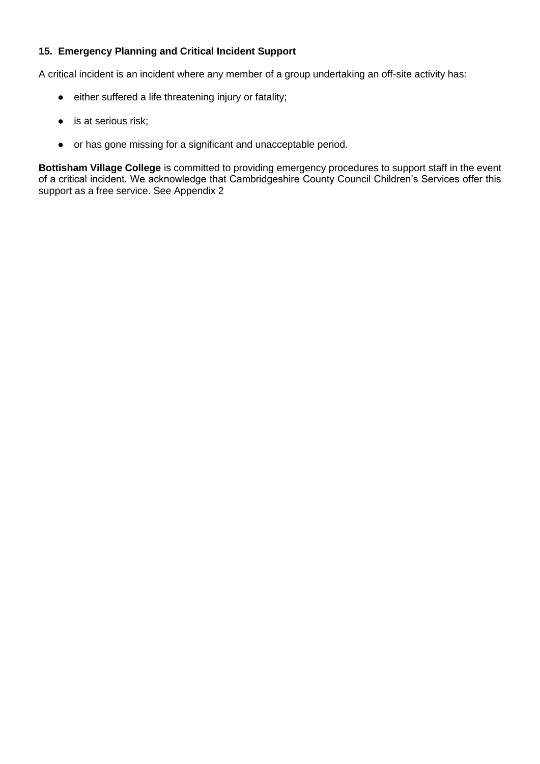## 15. Emergency Planning and Critical Incident Support

A critical incident is an incident where any member of a group undertaking an off-site activity has:

- either suffered a life threatening injury or fatality;
- is at serious risk;
- or has gone missing for a significant and unacceptable period.

**Bottisham Village College** is committed to providing emergency procedures to support staff in the event of a critical incident. We acknowledge that Cambridgeshire County Council Children's Services offer this support as a free service. See Appendix 2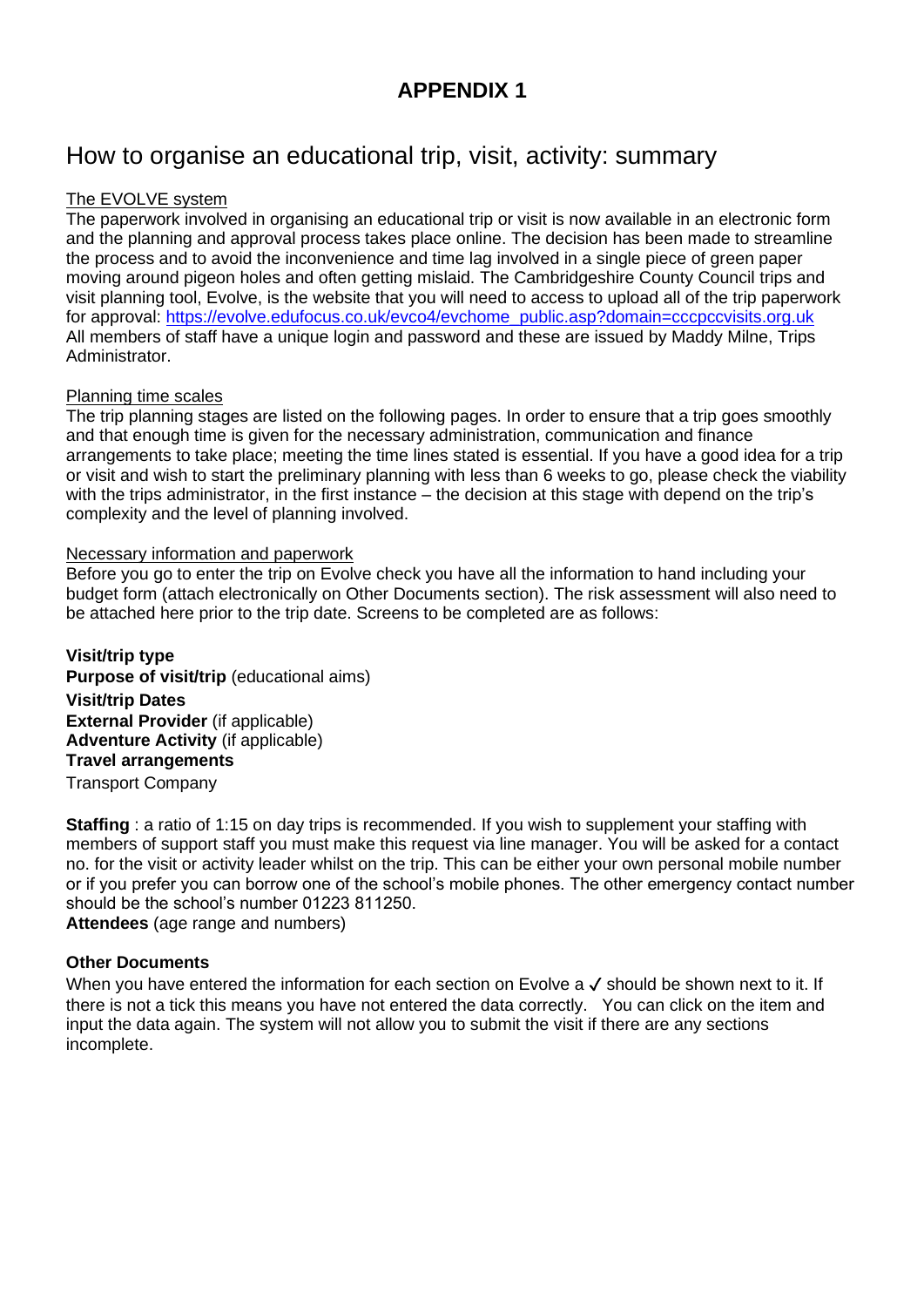# APPENDIX 1

## How to organise an educational trip, visit, activity: summary

The EVOLVE system

The paperwork involved in organising an educational trip or visit is now available in an electronic form and the planning and approval process takes place online. The decision has been made to streamline the process and to avoid the inconvenience and time lag involved in a single piece of green paper moving around pigeon holes and often getting mislaid. The Cambridgeshire County Council trips and visit planning tool, Evolve, is the website that you will need to access to upload all of the trip paperwork for approval: https://evolve.edufocus.co.uk/evco4/evchome_public.asp?domain=cccpccvisits.org.uk
All members of staff have a unique login and password and these are issued by Maddy Milne, Trips Administrator.

Planning time scales

The trip planning stages are listed on the following pages. In order to ensure that a trip goes smoothly and that enough time is given for the necessary administration, communication and finance arrangements to take place; meeting the time lines stated is essential. If you have a good idea for a trip or visit and wish to start the preliminary planning with less than 6 weeks to go, please check the viability with the trips administrator, in the first instance – the decision at this stage with depend on the trip's complexity and the level of planning involved.

Necessary information and paperwork

Before you go to enter the trip on Evolve check you have all the information to hand including your budget form (attach electronically on Other Documents section). The risk assessment will also need to be attached here prior to the trip date. Screens to be completed are as follows:

**Visit/trip type**
**Purpose of visit/trip** (educational aims)
**Visit/trip Dates**
**External Provider** (if applicable)
**Adventure Activity** (if applicable)
**Travel arrangements**
Transport Company

**Staffing** : a ratio of 1:15 on day trips is recommended. If you wish to supplement your staffing with members of support staff you must make this request via line manager. You will be asked for a contact no. for the visit or activity leader whilst on the trip. This can be either your own personal mobile number or if you prefer you can borrow one of the school's mobile phones. The other emergency contact number should be the school's number 01223 811250.
**Attendees** (age range and numbers)

**Other Documents**

When you have entered the information for each section on Evolve a ✓ should be shown next to it. If there is not a tick this means you have not entered the data correctly. You can click on the item and input the data again. The system will not allow you to submit the visit if there are any sections incomplete.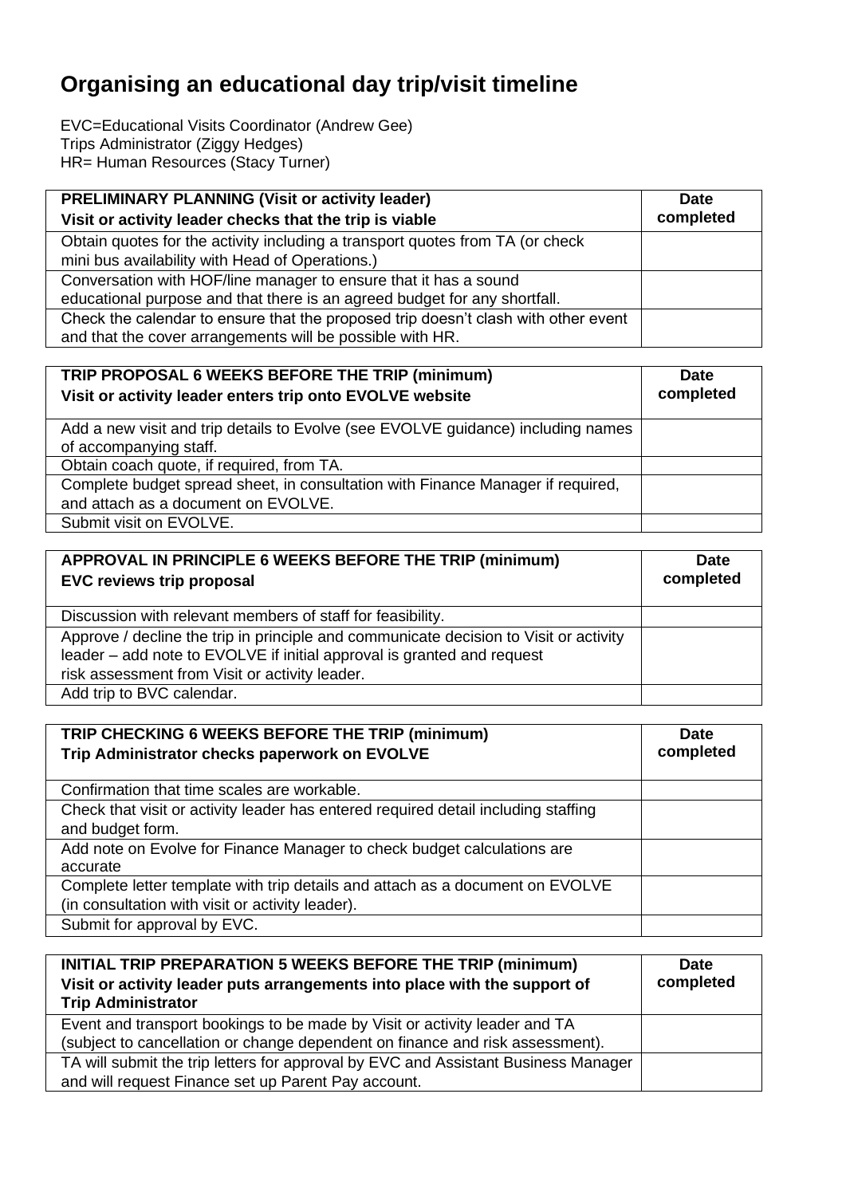# Organising an educational day trip/visit timeline

EVC=Educational Visits Coordinator (Andrew Gee)
Trips Administrator (Ziggy Hedges)
HR= Human Resources (Stacy Turner)

| **PRELIMINARY PLANNING (Visit or activity leader)**<br>**Visit or activity leader checks that the trip is viable** | **Date completed** |
|---|---|
| Obtain quotes for the activity including a transport quotes from TA (or check mini bus availability with Head of Operations.) | |
| Conversation with HOF/line manager to ensure that it has a sound educational purpose and that there is an agreed budget for any shortfall. | |
| Check the calendar to ensure that the proposed trip doesn't clash with other event and that the cover arrangements will be possible with HR. | |

| **TRIP PROPOSAL 6 WEEKS BEFORE THE TRIP (minimum)**<br>**Visit or activity leader enters trip onto EVOLVE website** | **Date completed** |
|---|---|
| Add a new visit and trip details to Evolve (see EVOLVE guidance) including names of accompanying staff. | |
| Obtain coach quote, if required, from TA. | |
| Complete budget spread sheet, in consultation with Finance Manager if required, and attach as a document on EVOLVE. | |
| Submit visit on EVOLVE. | |

| **APPROVAL IN PRINCIPLE 6 WEEKS BEFORE THE TRIP (minimum)**<br>**EVC reviews trip proposal** | **Date completed** |
|---|---|
| Discussion with relevant members of staff for feasibility. | |
| Approve / decline the trip in principle and communicate decision to Visit or activity leader – add note to EVOLVE if initial approval is granted and request risk assessment from Visit or activity leader. | |
| Add trip to BVC calendar. | |

| **TRIP CHECKING 6 WEEKS BEFORE THE TRIP (minimum)**<br>**Trip Administrator checks paperwork on EVOLVE** | **Date completed** |
|---|---|
| Confirmation that time scales are workable. | |
| Check that visit or activity leader has entered required detail including staffing and budget form. | |
| Add note on Evolve for Finance Manager to check budget calculations are accurate | |
| Complete letter template with trip details and attach as a document on EVOLVE (in consultation with visit or activity leader). | |
| Submit for approval by EVC. | |

| **INITIAL TRIP PREPARATION 5 WEEKS BEFORE THE TRIP (minimum)**<br>**Visit or activity leader puts arrangements into place with the support of Trip Administrator** | **Date completed** |
|---|---|
| Event and transport bookings to be made by Visit or activity leader and TA (subject to cancellation or change dependent on finance and risk assessment). | |
| TA will submit the trip letters for approval by EVC and Assistant Business Manager and will request Finance set up Parent Pay account. | |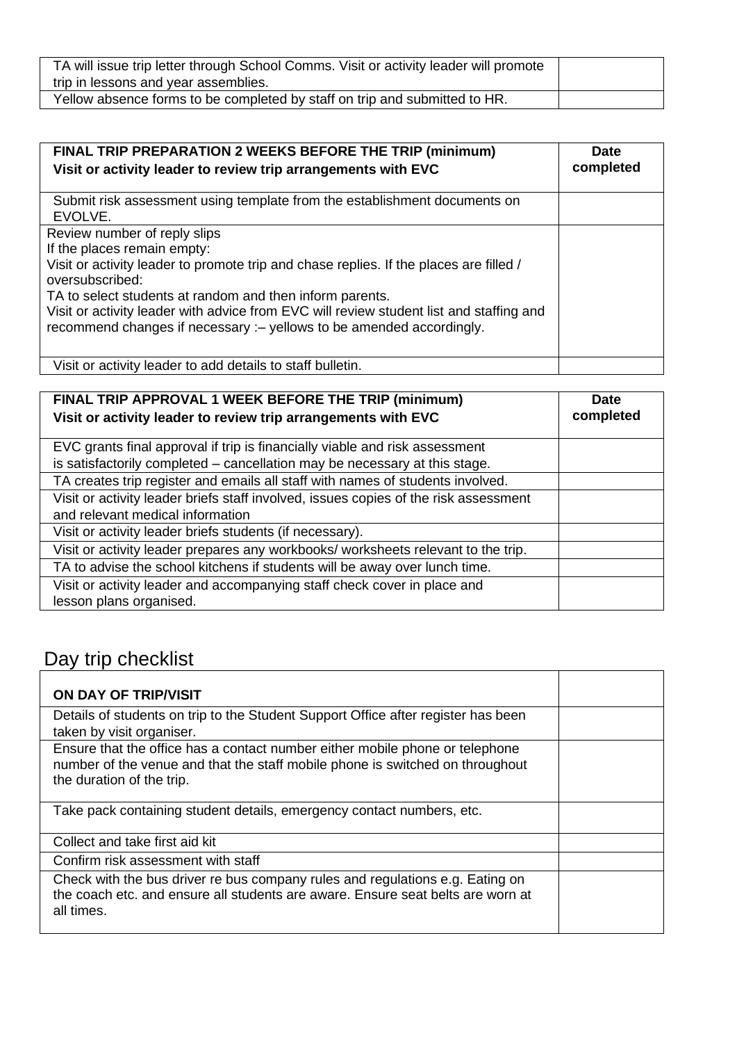| | |
|---|---|
| TA will issue trip letter through School Comms. Visit or activity leader will promote trip in lessons and year assemblies. | |
| Yellow absence forms to be completed by staff on trip and submitted to HR. | |

| **FINAL TRIP PREPARATION 2 WEEKS BEFORE THE TRIP (minimum)**<br>**Visit or activity leader to review trip arrangements with EVC** | **Date completed** |
|---|---|
| Submit risk assessment using template from the establishment documents on EVOLVE. | |
| Review number of reply slips<br>If the places remain empty:<br>Visit or activity leader to promote trip and chase replies. If the places are filled / oversubscribed:<br>TA to select students at random and then inform parents.<br>Visit or activity leader with advice from EVC will review student list and staffing and recommend changes if necessary :– yellows to be amended accordingly. | |
| Visit or activity leader to add details to staff bulletin. | |

| **FINAL TRIP APPROVAL 1 WEEK BEFORE THE TRIP (minimum)**<br>**Visit or activity leader to review trip arrangements with EVC** | **Date completed** |
|---|---|
| EVC grants final approval if trip is financially viable and risk assessment is satisfactorily completed – cancellation may be necessary at this stage. | |
| TA creates trip register and emails all staff with names of students involved. | |
| Visit or activity leader briefs staff involved, issues copies of the risk assessment and relevant medical information | |
| Visit or activity leader briefs students (if necessary). | |
| Visit or activity leader prepares any workbooks/ worksheets relevant to the trip. | |
| TA to advise the school kitchens if students will be away over lunch time. | |
| Visit or activity leader and accompanying staff check cover in place and lesson plans organised. | |

## Day trip checklist

| **ON DAY OF TRIP/VISIT** | |
|---|---|
| Details of students on trip to the Student Support Office after register has been taken by visit organiser. | |
| Ensure that the office has a contact number either mobile phone or telephone number of the venue and that the staff mobile phone is switched on throughout the duration of the trip. | |
| Take pack containing student details, emergency contact numbers, etc. | |
| Collect and take first aid kit | |
| Confirm risk assessment with staff | |
| Check with the bus driver re bus company rules and regulations e.g. Eating on the coach etc. and ensure all students are aware. Ensure seat belts are worn at all times. | |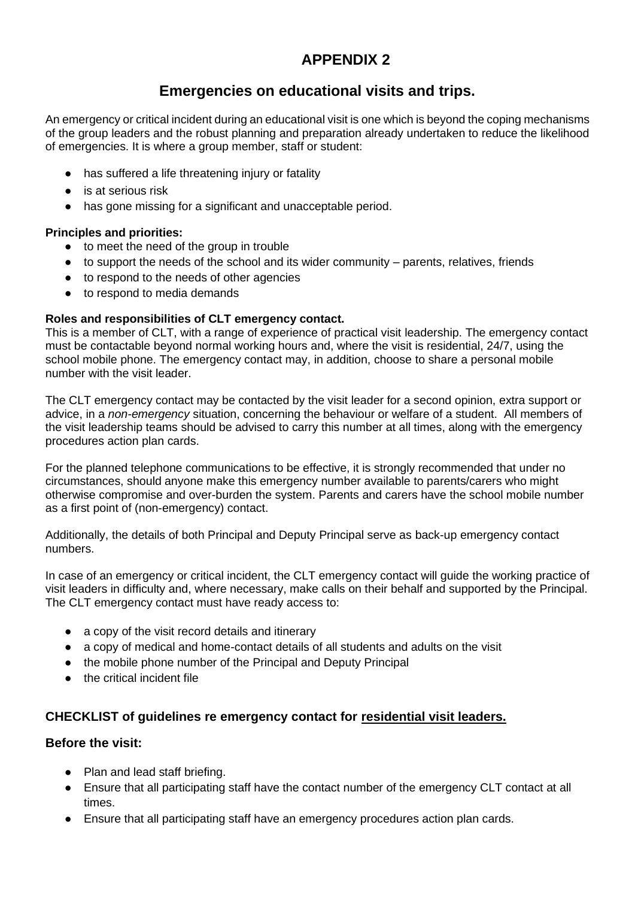# APPENDIX 2

## Emergencies on educational visits and trips.

An emergency or critical incident during an educational visit is one which is beyond the coping mechanisms of the group leaders and the robust planning and preparation already undertaken to reduce the likelihood of emergencies. It is where a group member, staff or student:

- has suffered a life threatening injury or fatality
- is at serious risk
- has gone missing for a significant and unacceptable period.

**Principles and priorities:**

- to meet the need of the group in trouble
- to support the needs of the school and its wider community – parents, relatives, friends
- to respond to the needs of other agencies
- to respond to media demands

**Roles and responsibilities of CLT emergency contact.**

This is a member of CLT, with a range of experience of practical visit leadership. The emergency contact must be contactable beyond normal working hours and, where the visit is residential, 24/7, using the school mobile phone. The emergency contact may, in addition, choose to share a personal mobile number with the visit leader.

The CLT emergency contact may be contacted by the visit leader for a second opinion, extra support or advice, in a *non-emergency* situation, concerning the behaviour or welfare of a student. All members of the visit leadership teams should be advised to carry this number at all times, along with the emergency procedures action plan cards.

For the planned telephone communications to be effective, it is strongly recommended that under no circumstances, should anyone make this emergency number available to parents/carers who might otherwise compromise and over-burden the system. Parents and carers have the school mobile number as a first point of (non-emergency) contact.

Additionally, the details of both Principal and Deputy Principal serve as back-up emergency contact numbers.

In case of an emergency or critical incident, the CLT emergency contact will guide the working practice of visit leaders in difficulty and, where necessary, make calls on their behalf and supported by the Principal. The CLT emergency contact must have ready access to:

- a copy of the visit record details and itinerary
- a copy of medical and home-contact details of all students and adults on the visit
- the mobile phone number of the Principal and Deputy Principal
- the critical incident file

### CHECKLIST of guidelines re emergency contact for <u>residential visit leaders.</u>

### Before the visit:

- Plan and lead staff briefing.
- Ensure that all participating staff have the contact number of the emergency CLT contact at all times.
- Ensure that all participating staff have an emergency procedures action plan cards.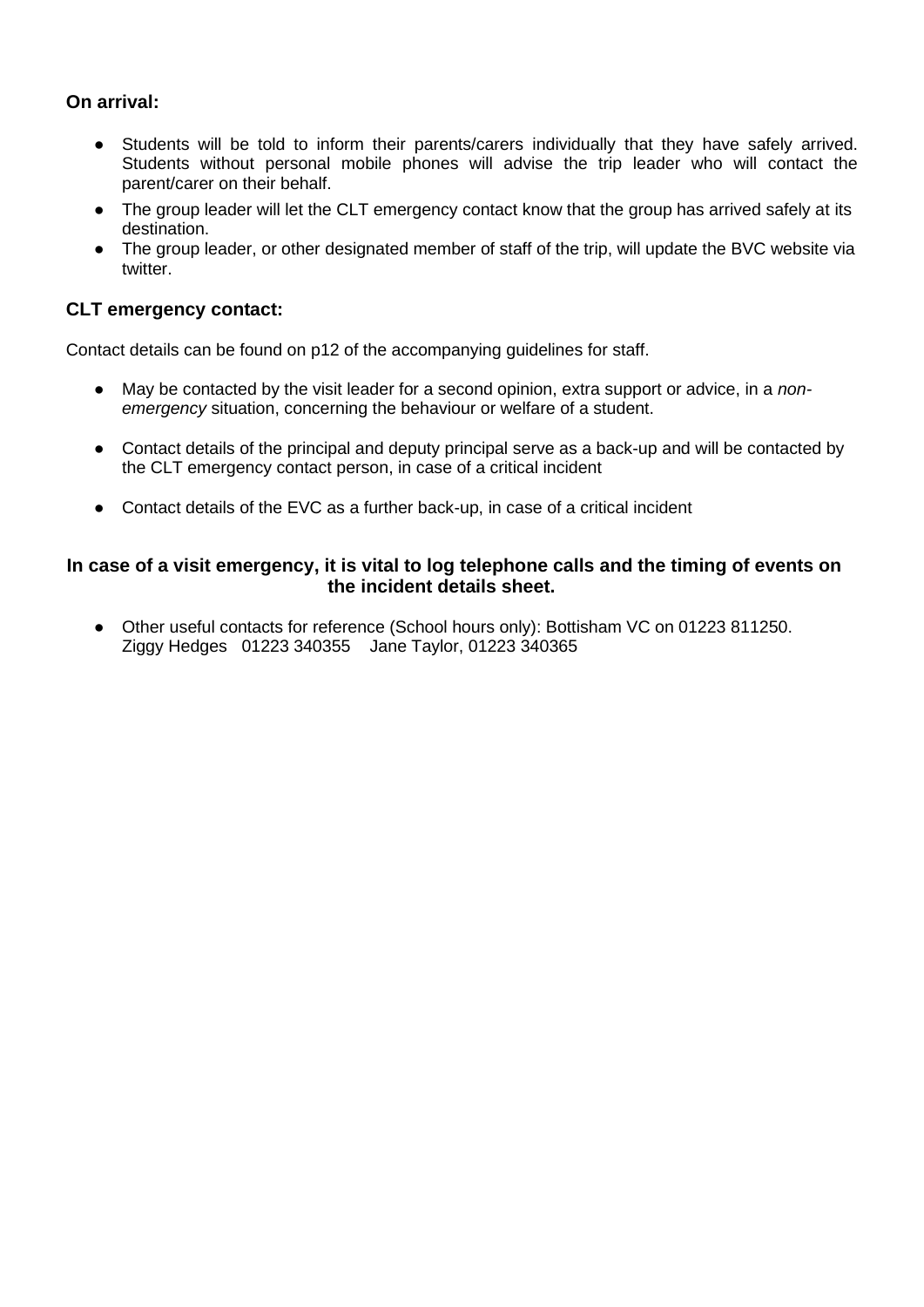**On arrival:**

- Students will be told to inform their parents/carers individually that they have safely arrived. Students without personal mobile phones will advise the trip leader who will contact the parent/carer on their behalf.
- The group leader will let the CLT emergency contact know that the group has arrived safely at its destination.
- The group leader, or other designated member of staff of the trip, will update the BVC website via twitter.

**CLT emergency contact:**

Contact details can be found on p12 of the accompanying guidelines for staff.

- May be contacted by the visit leader for a second opinion, extra support or advice, in a *non-emergency* situation, concerning the behaviour or welfare of a student.
- Contact details of the principal and deputy principal serve as a back-up and will be contacted by the CLT emergency contact person, in case of a critical incident
- Contact details of the EVC as a further back-up, in case of a critical incident

**In case of a visit emergency, it is vital to log telephone calls and the timing of events on the incident details sheet.**

- Other useful contacts for reference (School hours only): Bottisham VC on 01223 811250. Ziggy Hedges 01223 340355 Jane Taylor, 01223 340365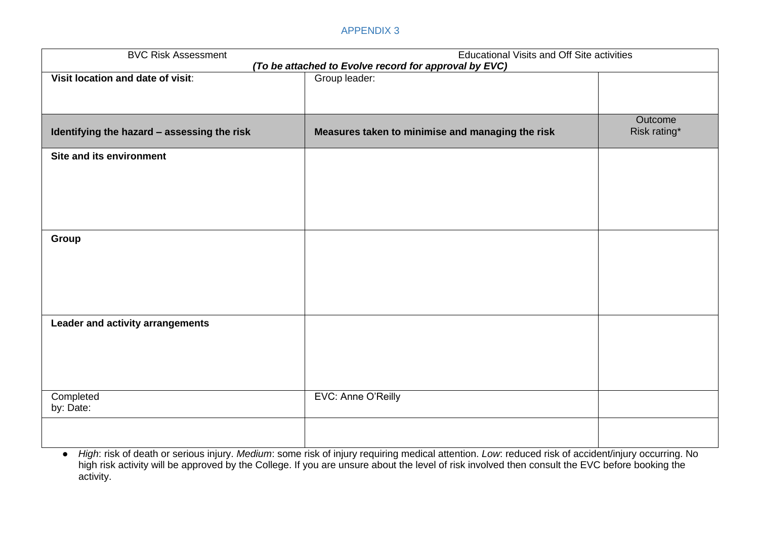APPENDIX 3

| BVC Risk Assessment | Educational Visits and Off Site activities *(To be attached to Evolve record for approval by EVC)* | |
|---|---|---|
| **Visit location and date of visit**: | Group leader: | |
| **Identifying the hazard – assessing the risk** | **Measures taken to minimise and managing the risk** | Outcome Risk rating* |
| **Site and its environment** | | |
| **Group** | | |
| **Leader and activity arrangements** | | |
| Completed by: Date: | EVC: Anne O'Reilly | |
| | | |

- *High*: risk of death or serious injury. *Medium*: some risk of injury requiring medical attention. *Low*: reduced risk of accident/injury occurring. No high risk activity will be approved by the College. If you are unsure about the level of risk involved then consult the EVC before booking the activity.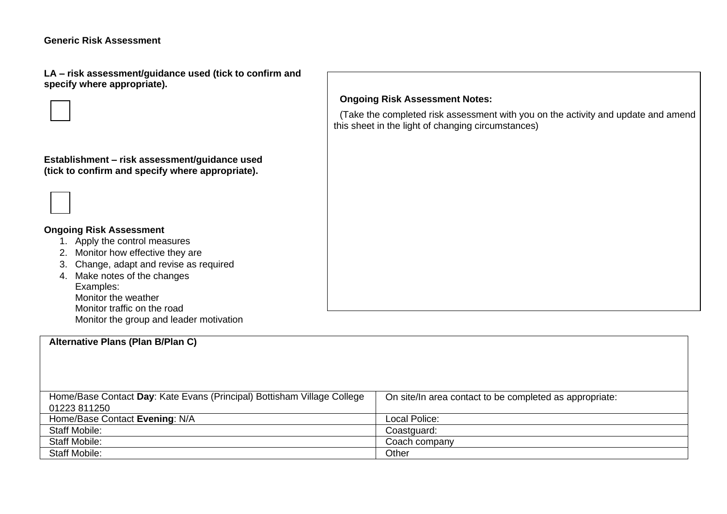**Generic Risk Assessment**

**LA – risk assessment/guidance used (tick to confirm and specify where appropriate).**

☐

**Establishment – risk assessment/guidance used (tick to confirm and specify where appropriate).**

☐

**Ongoing Risk Assessment**

1. Apply the control measures
2. Monitor how effective they are
3. Change, adapt and revise as required
4. Make notes of the changes
   Examples:
   Monitor the weather
   Monitor traffic on the road
   Monitor the group and leader motivation

**Ongoing Risk Assessment Notes:**

(Take the completed risk assessment with you on the activity and update and amend this sheet in the light of changing circumstances)

| **Alternative Plans (Plan B/Plan C)** | |
|---|---|
| Home/Base Contact **Day**: Kate Evans (Principal) Bottisham Village College 01223 811250 | On site/In area contact to be completed as appropriate: |
| Home/Base Contact **Evening**: N/A | Local Police: |
| Staff Mobile: | Coastguard: |
| Staff Mobile: | Coach company |
| Staff Mobile: | Other |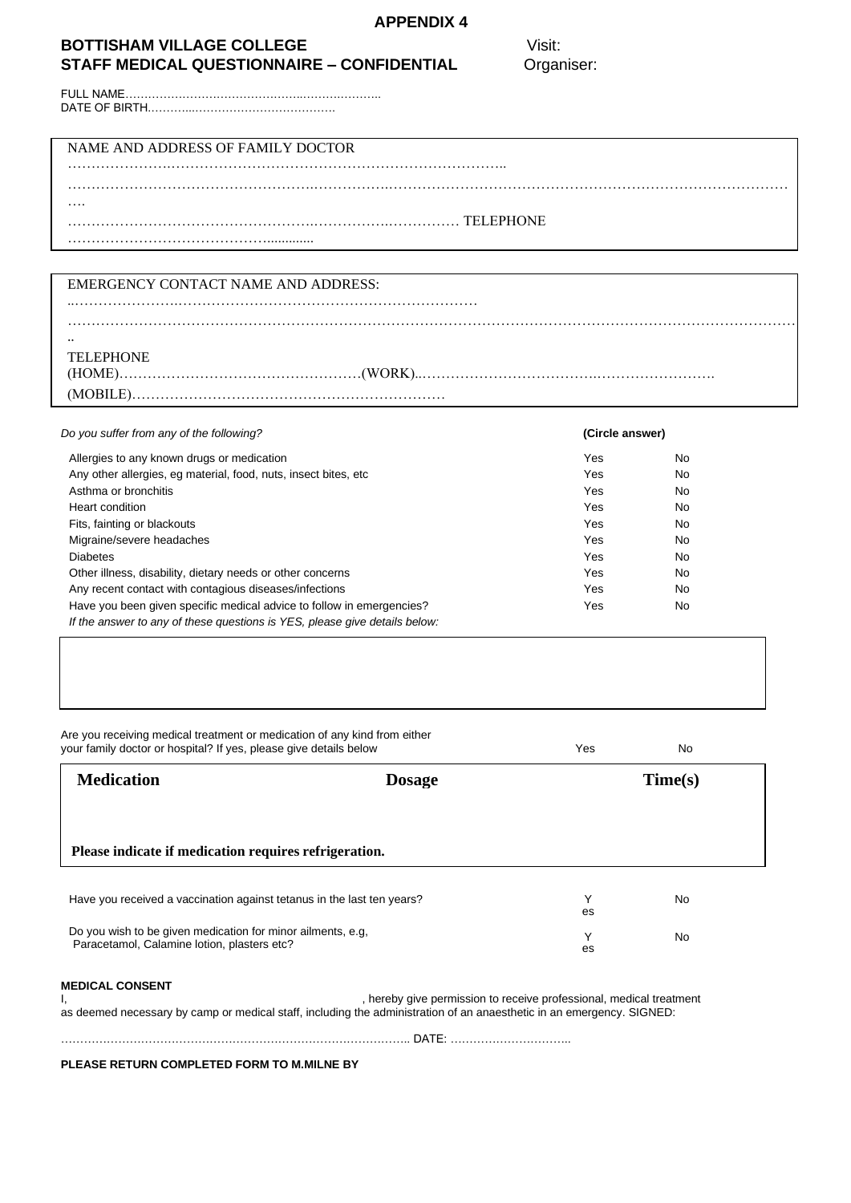# APPENDIX 4

**BOTTISHAM VILLAGE COLLEGE** Visit:

**STAFF MEDICAL QUESTIONNAIRE – CONFIDENTIAL** Organiser:

FULL NAME……………………………………………………..

DATE OF BIRTH………..………………………………

NAME AND ADDRESS OF FAMILY DOCTOR

…………………………………………………………………………………..

……………………………………………………………………………………………………………………………………………….

………………………………………………………………………………… TELEPHONE

………………………………………............

EMERGENCY CONTACT NAME AND ADDRESS:

..……………………………………………………………………………

…………………………………………………………………………………………………………………………………………………..

TELEPHONE

(HOME)……………………………………………(WORK)..…………………………………………………….

(MOBILE)…………………………………………………………

| *Do you suffer from any of the following?* | **(Circle answer)** | |
|---|---|---|
| Allergies to any known drugs or medication | Yes | No |
| Any other allergies, eg material, food, nuts, insect bites, etc | Yes | No |
| Asthma or bronchitis | Yes | No |
| Heart condition | Yes | No |
| Fits, fainting or blackouts | Yes | No |
| Migraine/severe headaches | Yes | No |
| Diabetes | Yes | No |
| Other illness, disability, dietary needs or other concerns | Yes | No |
| Any recent contact with contagious diseases/infections | Yes | No |
| Have you been given specific medical advice to follow in emergencies? | Yes | No |

*If the answer to any of these questions is YES, please give details below:*

Are you receiving medical treatment or medication of any kind from either your family doctor or hospital? If yes, please give details below Yes No

| **Medication** | **Dosage** | **Time(s)** |
|---|---|---|
| | | |

**Please indicate if medication requires refrigeration.**

| | | |
|---|---|---|
| Have you received a vaccination against tetanus in the last ten years? | Yes | No |
| Do you wish to be given medication for minor ailments, e.g, Paracetamol, Calamine lotion, plasters etc? | Yes | No |

**MEDICAL CONSENT**

I, , hereby give permission to receive professional, medical treatment as deemed necessary by camp or medical staff, including the administration of an anaesthetic in an emergency. SIGNED:

……………………………………………………………………………….. DATE: …………………………..

**PLEASE RETURN COMPLETED FORM TO M.MILNE BY**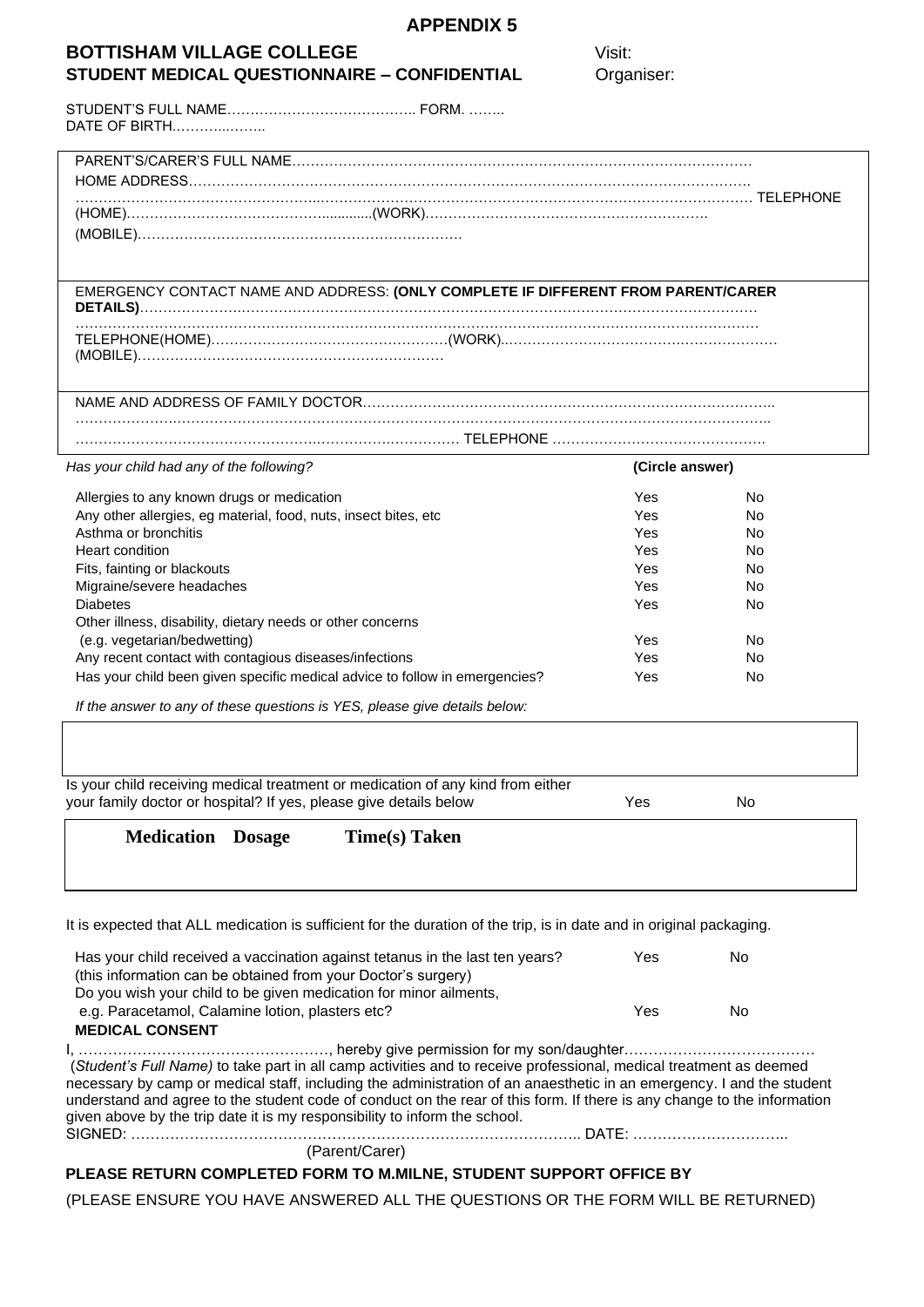## APPENDIX 5

**BOTTISHAM VILLAGE COLLEGE** Visit:
**STUDENT MEDICAL QUESTIONNAIRE – CONFIDENTIAL** Organiser:

STUDENT'S FULL NAME………………………………….. FORM. ……..
DATE OF BIRTH………..……..

PARENT'S/CARER'S FULL NAME……………………………………………………………………………………
HOME ADDRESS………………………………………………………………………………………………………….
…………………………………………………………………………………………………………………………… TELEPHONE
(HOME)……………………………………..........(WORK)…………………………………………………….
(MOBILE)…………………………………………………………

EMERGENCY CONTACT NAME AND ADDRESS: **(ONLY COMPLETE IF DIFFERENT FROM PARENT/CARER DETAILS)**……………………………………………………………………………………………………………
……………………………………………………………………………………………………………………………
TELEPHONE(HOME)……………………………………………(WORK)..……………………………………………………
(MOBILE)………………………………………………………

NAME AND ADDRESS OF FAMILY DOCTOR…………………………………………………………………………..
……………………………………………………………………………………………………………………………..
……………………………………………………………………… TELEPHONE ……………………………………….

| *Has your child had any of the following?* | **(Circle answer)** | |
|---|---|---|
| Allergies to any known drugs or medication | Yes | No |
| Any other allergies, eg material, food, nuts, insect bites, etc | Yes | No |
| Asthma or bronchitis | Yes | No |
| Heart condition | Yes | No |
| Fits, fainting or blackouts | Yes | No |
| Migraine/severe headaches | Yes | No |
| Diabetes | Yes | No |
| Other illness, disability, dietary needs or other concerns (e.g. vegetarian/bedwetting) | Yes | No |
| Any recent contact with contagious diseases/infections | Yes | No |
| Has your child been given specific medical advice to follow in emergencies? | Yes | No |

*If the answer to any of these questions is YES, please give details below:*

Is your child receiving medical treatment or medication of any kind from either your family doctor or hospital? If yes, please give details below Yes No

| **Medication** | **Dosage** | **Time(s) Taken** |
|---|---|---|
| | | |

It is expected that ALL medication is sufficient for the duration of the trip, is in date and in original packaging.

| | | |
|---|---|---|
| Has your child received a vaccination against tetanus in the last ten years? (this information can be obtained from your Doctor's surgery) | Yes | No |
| Do you wish your child to be given medication for minor ailments, e.g. Paracetamol, Calamine lotion, plasters etc? | Yes | No |

**MEDICAL CONSENT**

I, ……………………………………………, hereby give permission for my son/daughter……………………………… (*Student's Full Name)* to take part in all camp activities and to receive professional, medical treatment as deemed necessary by camp or medical staff, including the administration of an anaesthetic in an emergency. I and the student understand and agree to the student code of conduct on the rear of this form. If there is any change to the information given above by the trip date it is my responsibility to inform the school.

SIGNED: ……………………………………………………………………………….. DATE: …………………………..
(Parent/Carer)

**PLEASE RETURN COMPLETED FORM TO M.MILNE, STUDENT SUPPORT OFFICE BY**

(PLEASE ENSURE YOU HAVE ANSWERED ALL THE QUESTIONS OR THE FORM WILL BE RETURNED)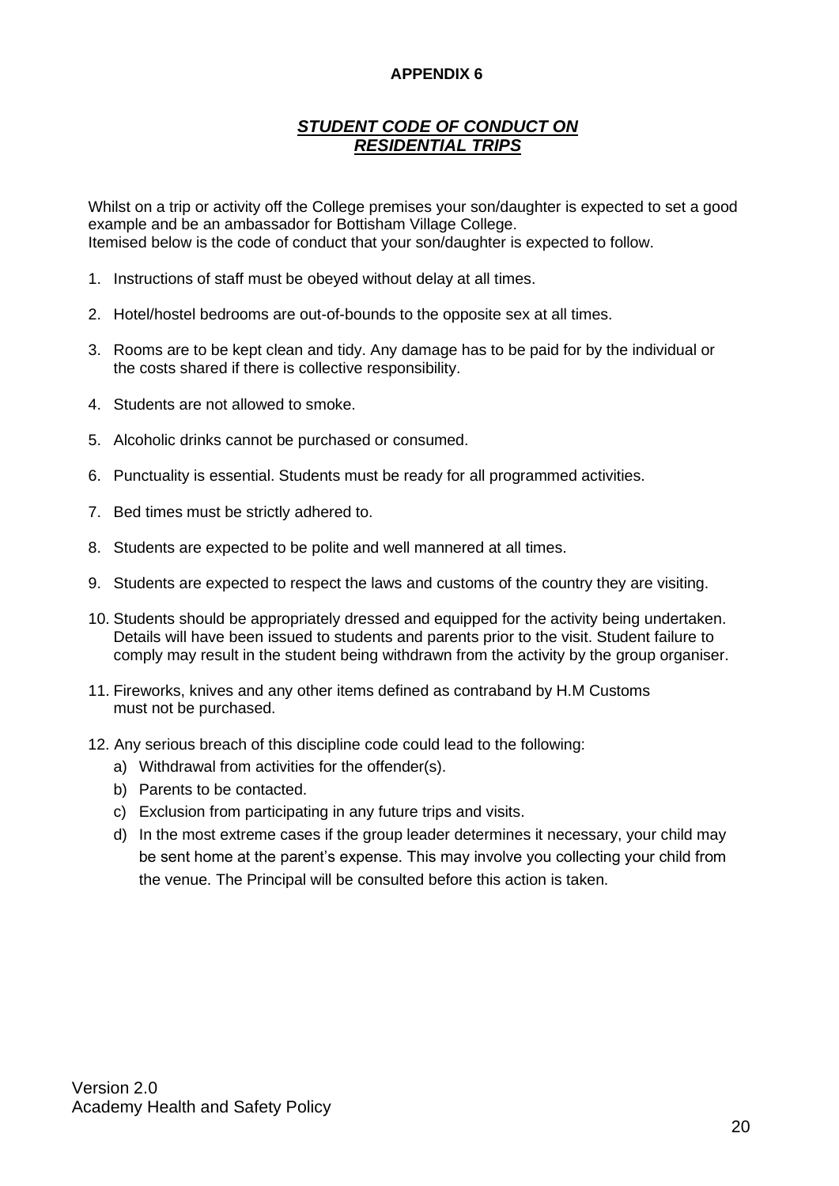**APPENDIX 6**

## ***STUDENT CODE OF CONDUCT ON RESIDENTIAL TRIPS***

Whilst on a trip or activity off the College premises your son/daughter is expected to set a good example and be an ambassador for Bottisham Village College.
Itemised below is the code of conduct that your son/daughter is expected to follow.

1. Instructions of staff must be obeyed without delay at all times.
2. Hotel/hostel bedrooms are out-of-bounds to the opposite sex at all times.
3. Rooms are to be kept clean and tidy. Any damage has to be paid for by the individual or the costs shared if there is collective responsibility.
4. Students are not allowed to smoke.
5. Alcoholic drinks cannot be purchased or consumed.
6. Punctuality is essential. Students must be ready for all programmed activities.
7. Bed times must be strictly adhered to.
8. Students are expected to be polite and well mannered at all times.
9. Students are expected to respect the laws and customs of the country they are visiting.
10. Students should be appropriately dressed and equipped for the activity being undertaken. Details will have been issued to students and parents prior to the visit. Student failure to comply may result in the student being withdrawn from the activity by the group organiser.
11. Fireworks, knives and any other items defined as contraband by H.M Customs must not be purchased.
12. Any serious breach of this discipline code could lead to the following:
    a) Withdrawal from activities for the offender(s).
    b) Parents to be contacted.
    c) Exclusion from participating in any future trips and visits.
    d) In the most extreme cases if the group leader determines it necessary, your child may be sent home at the parent's expense. This may involve you collecting your child from the venue. The Principal will be consulted before this action is taken.

Version 2.0
Academy Health and Safety Policy